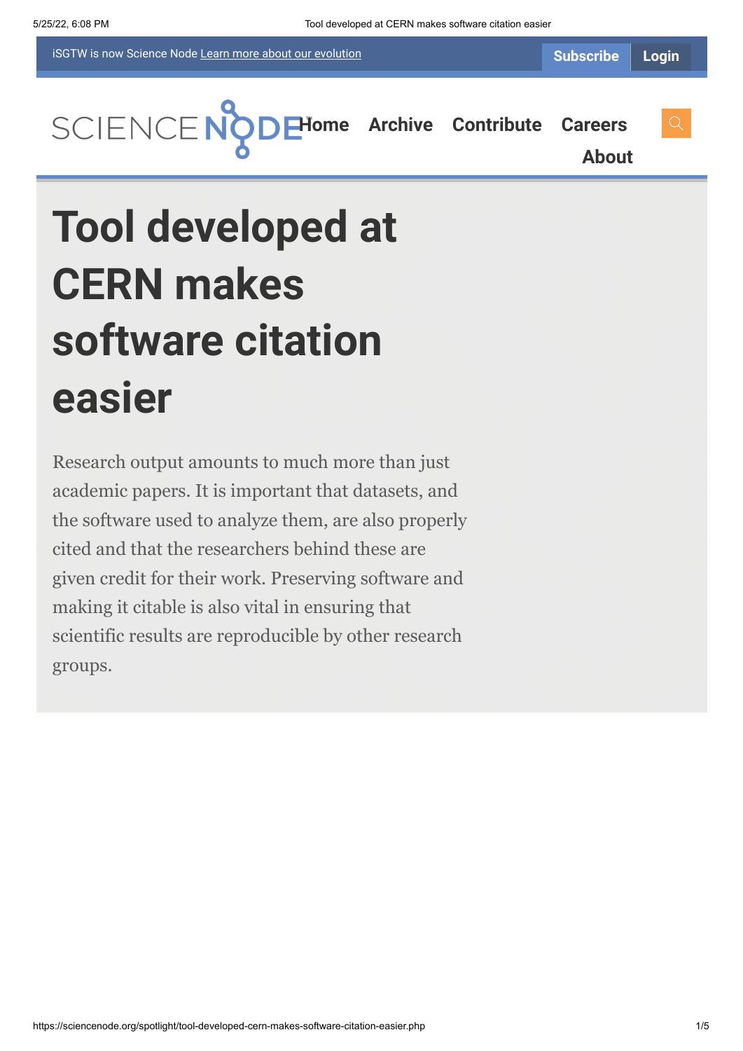iSGTW is now Science Node Learn more about our evolution

Subscribe Login

Home Archive Contribute Careers About

# Tool developed at CERN makes software citation easier

Research output amounts to much more than just academic papers. It is important that datasets, and the software used to analyze them, are also properly cited and that the researchers behind these are given credit for their work. Preserving software and making it citable is also vital in ensuring that scientific results are reproducible by other research groups.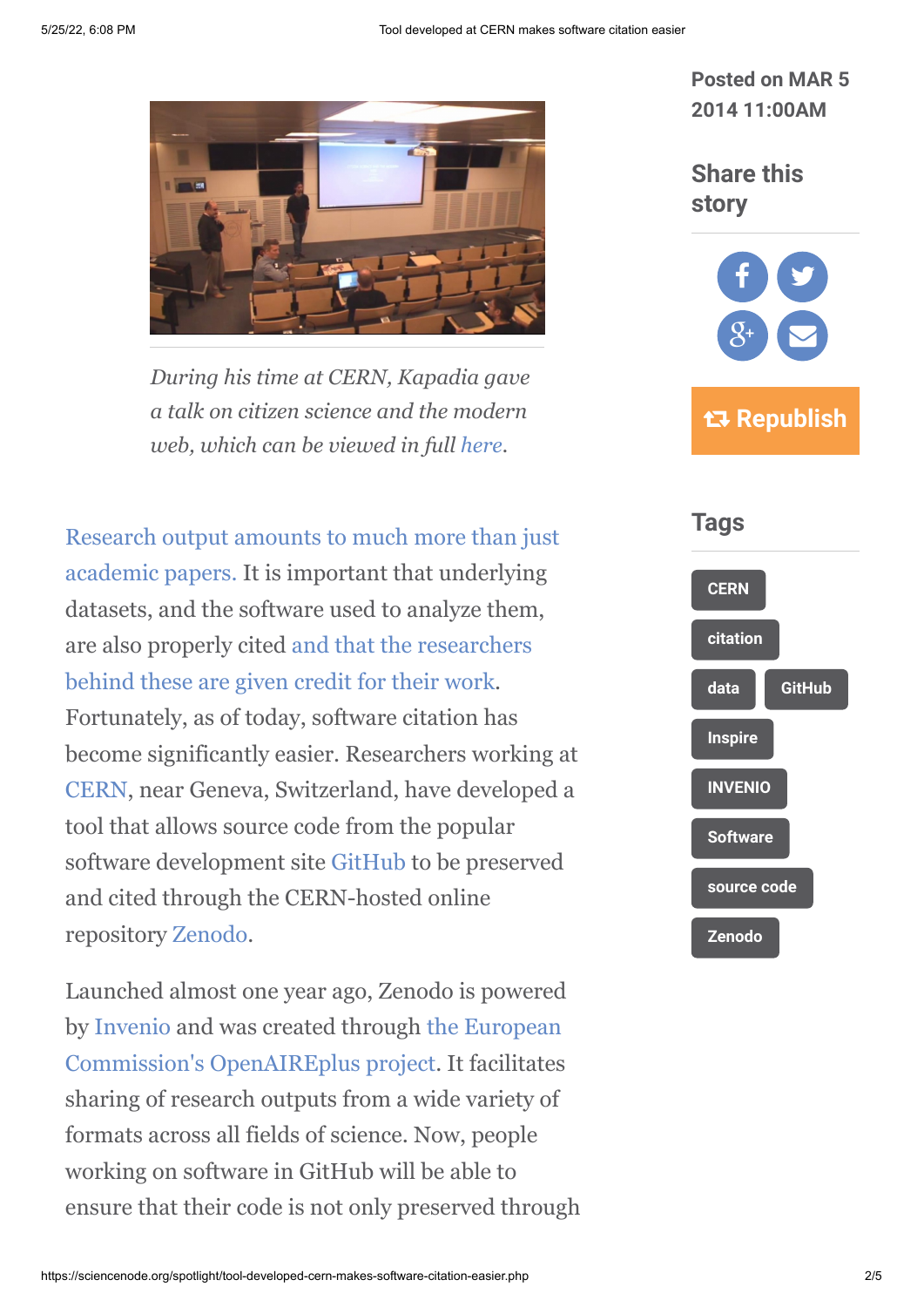*During his time at CERN, Kapadia gave a talk on citizen science and the modern web, which can be viewed in full here.*

Research output amounts to much more than just academic papers. It is important that underlying datasets, and the software used to analyze them, are also properly cited and that the researchers behind these are given credit for their work. Fortunately, as of today, software citation has become significantly easier. Researchers working at CERN, near Geneva, Switzerland, have developed a tool that allows source code from the popular software development site GitHub to be preserved and cited through the CERN-hosted online repository Zenodo.

Launched almost one year ago, Zenodo is powered by Invenio and was created through the European Commission's OpenAIREplus project. It facilitates sharing of research outputs from a wide variety of formats across all fields of science. Now, people working on software in GitHub will be able to ensure that their code is not only preserved through

Posted on MAR 5 2014 11:00AM

Share this story

Republish

## Tags

- CERN
- citation
- data
- GitHub
- Inspire
- INVENIO
- Software
- source code
- Zenodo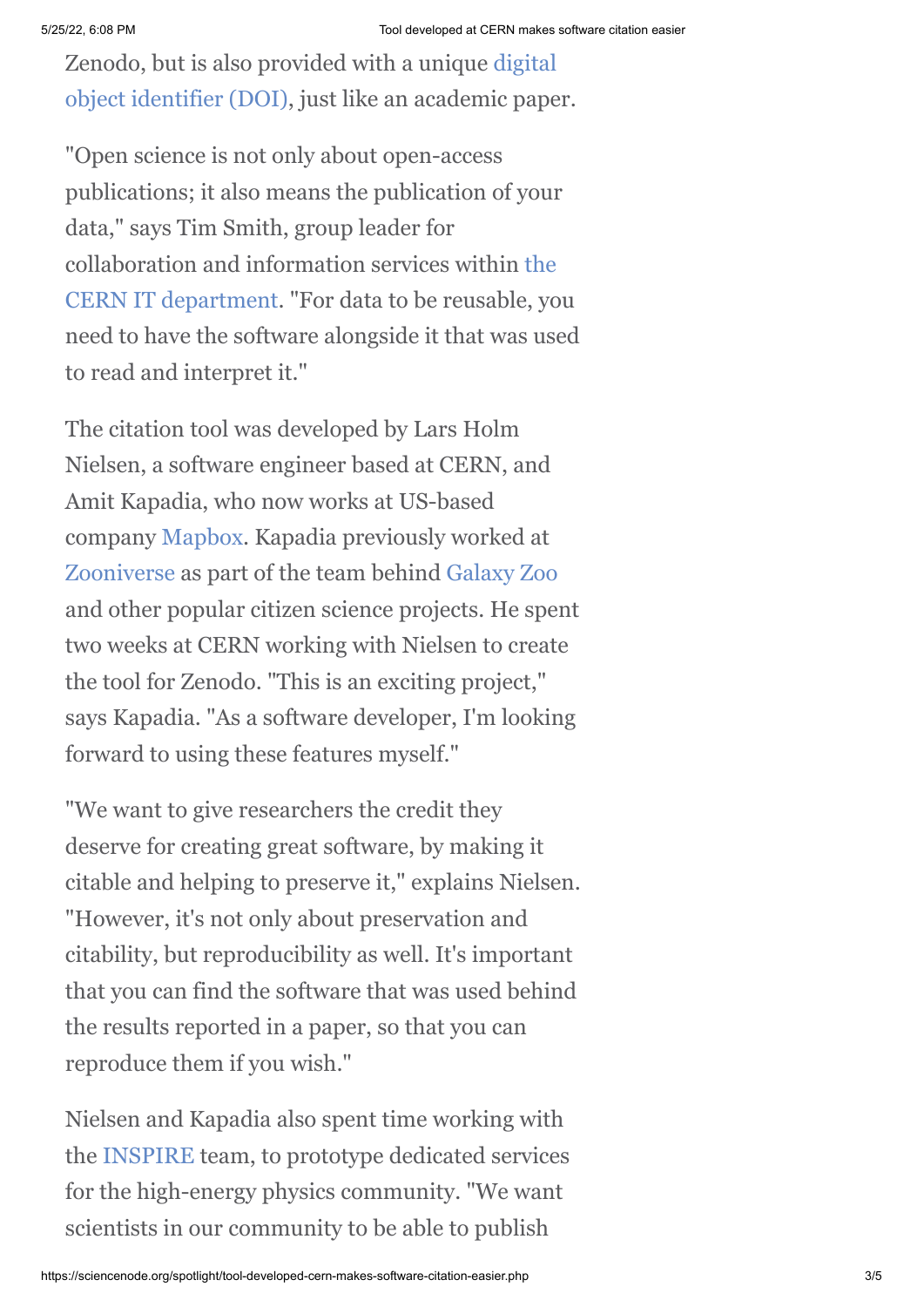Zenodo, but is also provided with a unique digital object identifier (DOI), just like an academic paper.

"Open science is not only about open-access publications; it also means the publication of your data," says Tim Smith, group leader for collaboration and information services within the CERN IT department. "For data to be reusable, you need to have the software alongside it that was used to read and interpret it."

The citation tool was developed by Lars Holm Nielsen, a software engineer based at CERN, and Amit Kapadia, who now works at US-based company Mapbox. Kapadia previously worked at Zooniverse as part of the team behind Galaxy Zoo and other popular citizen science projects. He spent two weeks at CERN working with Nielsen to create the tool for Zenodo. "This is an exciting project," says Kapadia. "As a software developer, I'm looking forward to using these features myself."

"We want to give researchers the credit they deserve for creating great software, by making it citable and helping to preserve it," explains Nielsen. "However, it's not only about preservation and citability, but reproducibility as well. It's important that you can find the software that was used behind the results reported in a paper, so that you can reproduce them if you wish."

Nielsen and Kapadia also spent time working with the INSPIRE team, to prototype dedicated services for the high-energy physics community. "We want scientists in our community to be able to publish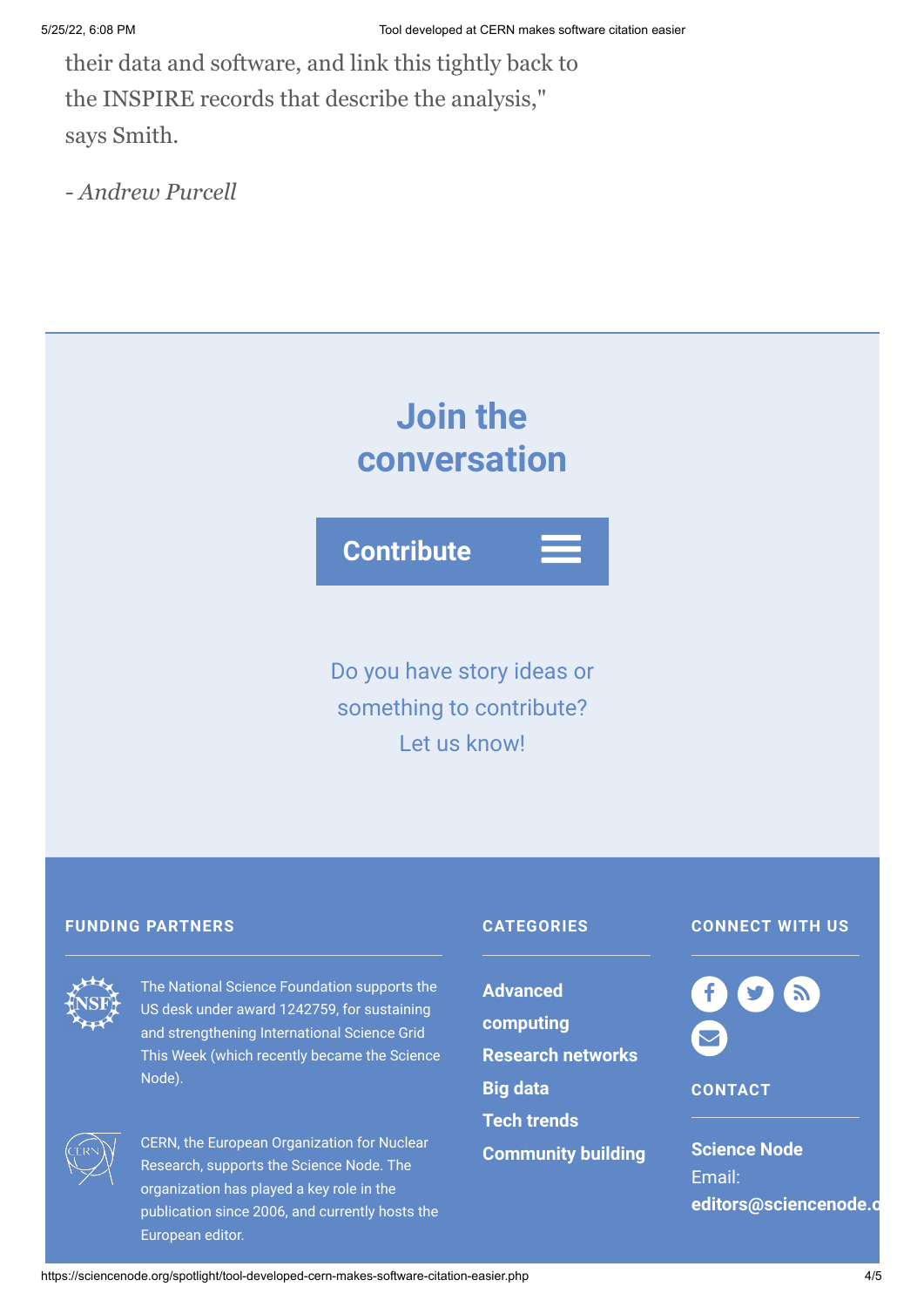their data and software, and link this tightly back to the INSPIRE records that describe the analysis," says Smith.

*- Andrew Purcell*

## Join the conversation

**Contribute**

Do you have story ideas or something to contribute? Let us know!

### FUNDING PARTNERS

The National Science Foundation supports the US desk under award 1242759, for sustaining and strengthening International Science Grid This Week (which recently became the Science Node).

CERN, the European Organization for Nuclear Research, supports the Science Node. The organization has played a key role in the publication since 2006, and currently hosts the European editor.

### CATEGORIES

- **Advanced computing**
- **Research networks**
- **Big data**
- **Tech trends**
- **Community building**

### CONNECT WITH US

### CONTACT

**Science Node**
Email:
**editors@sciencenode.o**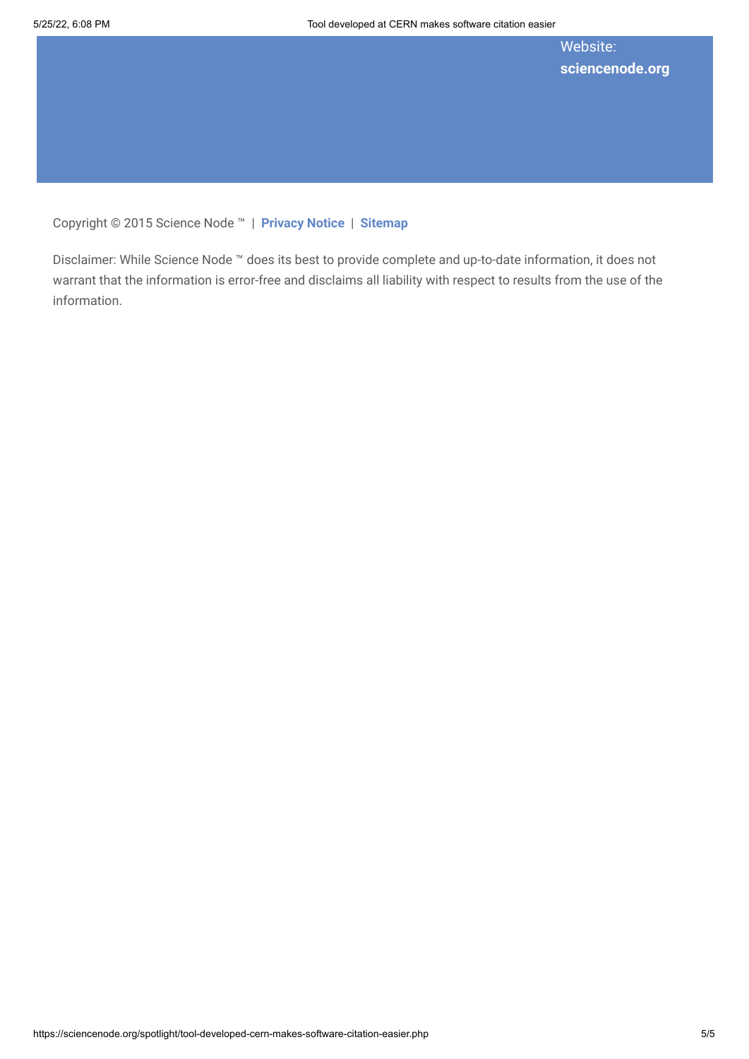Website:
**sciencenode.org**

Copyright © 2015 Science Node ™ | **Privacy Notice** | **Sitemap**

Disclaimer: While Science Node ™ does its best to provide complete and up-to-date information, it does not warrant that the information is error-free and disclaims all liability with respect to results from the use of the information.